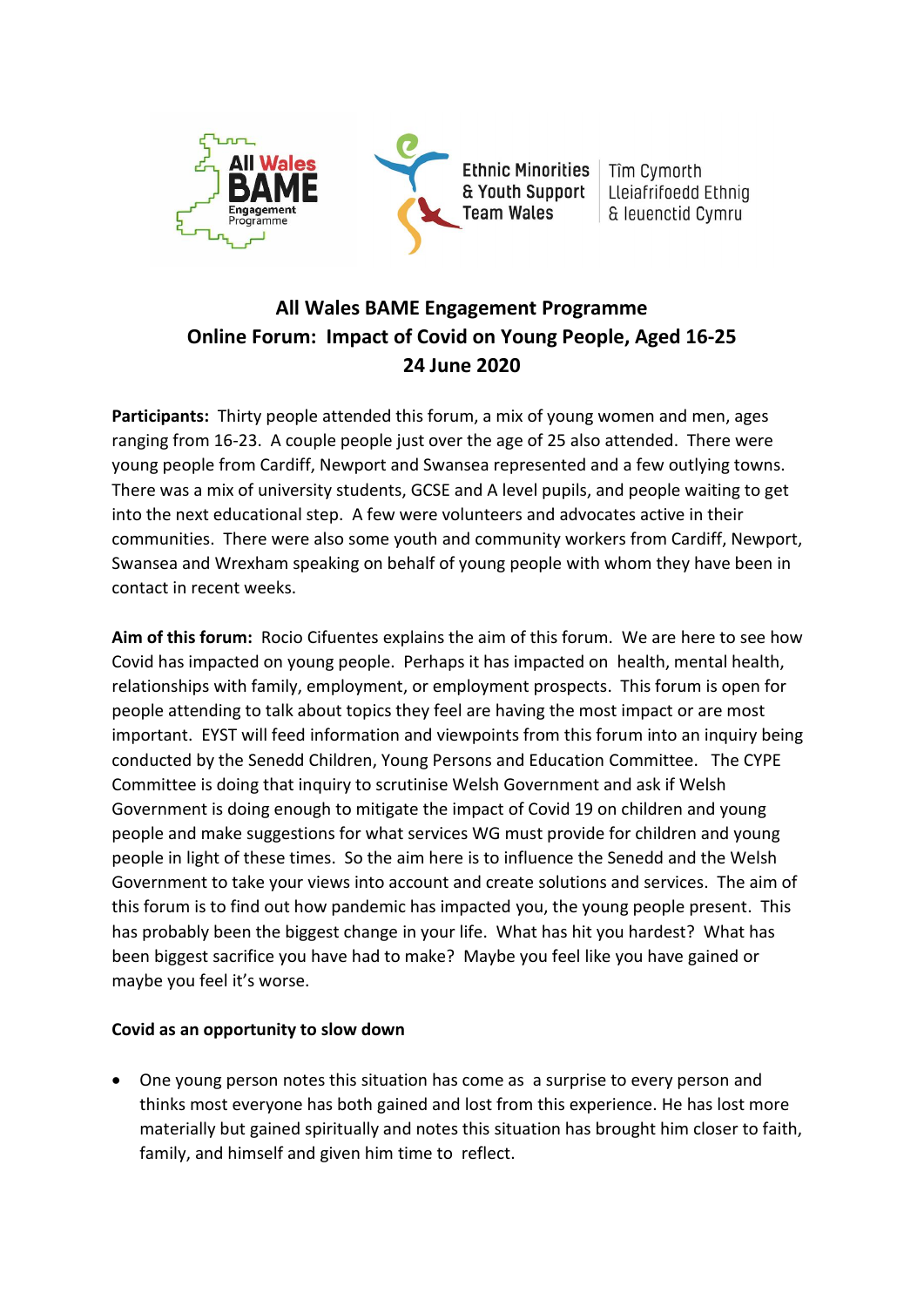All Wales BAME Engagement Programme

Ethnic Minorities & Youth Support Team Wales | Tîm Cymorth Lleiafrifoedd Ethnig & Ieuenctid Cymru

# All Wales BAME Engagement Programme
# Online Forum: Impact of Covid on Young People, Aged 16-25
# 24 June 2020

**Participants:** Thirty people attended this forum, a mix of young women and men, ages ranging from 16-23. A couple people just over the age of 25 also attended. There were young people from Cardiff, Newport and Swansea represented and a few outlying towns. There was a mix of university students, GCSE and A level pupils, and people waiting to get into the next educational step. A few were volunteers and advocates active in their communities. There were also some youth and community workers from Cardiff, Newport, Swansea and Wrexham speaking on behalf of young people with whom they have been in contact in recent weeks.

**Aim of this forum:** Rocio Cifuentes explains the aim of this forum. We are here to see how Covid has impacted on young people. Perhaps it has impacted on health, mental health, relationships with family, employment, or employment prospects. This forum is open for people attending to talk about topics they feel are having the most impact or are most important. EYST will feed information and viewpoints from this forum into an inquiry being conducted by the Senedd Children, Young Persons and Education Committee. The CYPE Committee is doing that inquiry to scrutinise Welsh Government and ask if Welsh Government is doing enough to mitigate the impact of Covid 19 on children and young people and make suggestions for what services WG must provide for children and young people in light of these times. So the aim here is to influence the Senedd and the Welsh Government to take your views into account and create solutions and services. The aim of this forum is to find out how pandemic has impacted you, the young people present. This has probably been the biggest change in your life. What has hit you hardest? What has been biggest sacrifice you have had to make? Maybe you feel like you have gained or maybe you feel it's worse.

**Covid as an opportunity to slow down**

- One young person notes this situation has come as a surprise to every person and thinks most everyone has both gained and lost from this experience. He has lost more materially but gained spiritually and notes this situation has brought him closer to faith, family, and himself and given him time to reflect.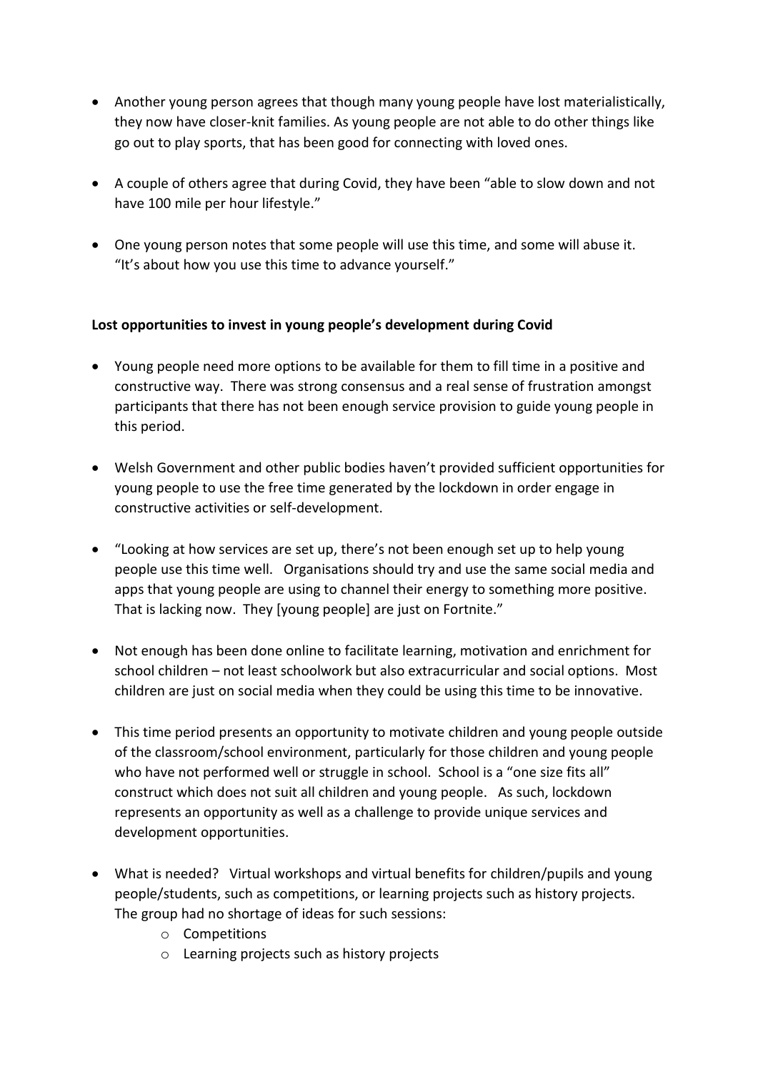- Another young person agrees that though many young people have lost materialistically, they now have closer-knit families. As young people are not able to do other things like go out to play sports, that has been good for connecting with loved ones.

- A couple of others agree that during Covid, they have been "able to slow down and not have 100 mile per hour lifestyle."

- One young person notes that some people will use this time, and some will abuse it. "It's about how you use this time to advance yourself."

**Lost opportunities to invest in young people's development during Covid**

- Young people need more options to be available for them to fill time in a positive and constructive way. There was strong consensus and a real sense of frustration amongst participants that there has not been enough service provision to guide young people in this period.

- Welsh Government and other public bodies haven't provided sufficient opportunities for young people to use the free time generated by the lockdown in order engage in constructive activities or self-development.

- "Looking at how services are set up, there's not been enough set up to help young people use this time well. Organisations should try and use the same social media and apps that young people are using to channel their energy to something more positive. That is lacking now. They [young people] are just on Fortnite."

- Not enough has been done online to facilitate learning, motivation and enrichment for school children – not least schoolwork but also extracurricular and social options. Most children are just on social media when they could be using this time to be innovative.

- This time period presents an opportunity to motivate children and young people outside of the classroom/school environment, particularly for those children and young people who have not performed well or struggle in school. School is a "one size fits all" construct which does not suit all children and young people. As such, lockdown represents an opportunity as well as a challenge to provide unique services and development opportunities.

- What is needed? Virtual workshops and virtual benefits for children/pupils and young people/students, such as competitions, or learning projects such as history projects. The group had no shortage of ideas for such sessions:
  - Competitions
  - Learning projects such as history projects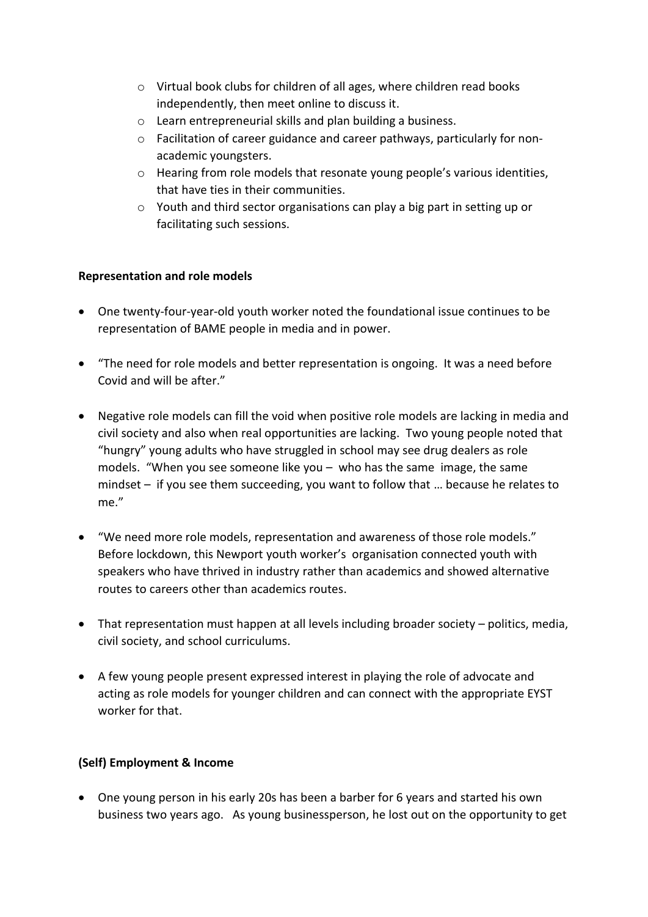- Virtual book clubs for children of all ages, where children read books independently, then meet online to discuss it.
  - Learn entrepreneurial skills and plan building a business.
  - Facilitation of career guidance and career pathways, particularly for non-academic youngsters.
  - Hearing from role models that resonate young people's various identities, that have ties in their communities.
  - Youth and third sector organisations can play a big part in setting up or facilitating such sessions.

**Representation and role models**

- One twenty-four-year-old youth worker noted the foundational issue continues to be representation of BAME people in media and in power.

- "The need for role models and better representation is ongoing. It was a need before Covid and will be after."

- Negative role models can fill the void when positive role models are lacking in media and civil society and also when real opportunities are lacking. Two young people noted that "hungry" young adults who have struggled in school may see drug dealers as role models. "When you see someone like you – who has the same image, the same mindset – if you see them succeeding, you want to follow that … because he relates to me."

- "We need more role models, representation and awareness of those role models." Before lockdown, this Newport youth worker's organisation connected youth with speakers who have thrived in industry rather than academics and showed alternative routes to careers other than academics routes.

- That representation must happen at all levels including broader society – politics, media, civil society, and school curriculums.

- A few young people present expressed interest in playing the role of advocate and acting as role models for younger children and can connect with the appropriate EYST worker for that.

**(Self) Employment & Income**

- One young person in his early 20s has been a barber for 6 years and started his own business two years ago. As young businessperson, he lost out on the opportunity to get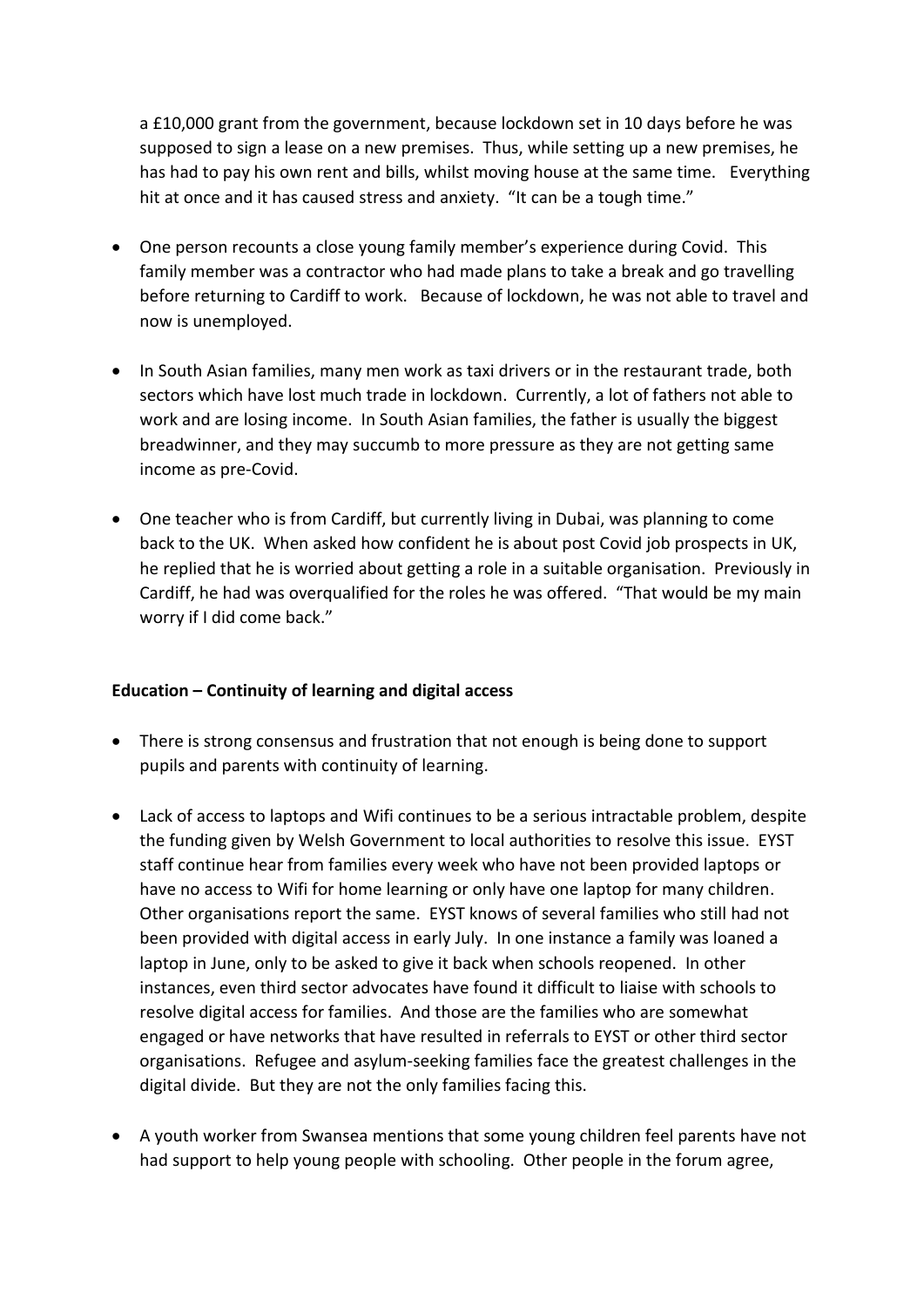a £10,000 grant from the government, because lockdown set in 10 days before he was supposed to sign a lease on a new premises. Thus, while setting up a new premises, he has had to pay his own rent and bills, whilst moving house at the same time. Everything hit at once and it has caused stress and anxiety. "It can be a tough time."

- One person recounts a close young family member's experience during Covid. This family member was a contractor who had made plans to take a break and go travelling before returning to Cardiff to work. Because of lockdown, he was not able to travel and now is unemployed.

- In South Asian families, many men work as taxi drivers or in the restaurant trade, both sectors which have lost much trade in lockdown. Currently, a lot of fathers not able to work and are losing income. In South Asian families, the father is usually the biggest breadwinner, and they may succumb to more pressure as they are not getting same income as pre-Covid.

- One teacher who is from Cardiff, but currently living in Dubai, was planning to come back to the UK. When asked how confident he is about post Covid job prospects in UK, he replied that he is worried about getting a role in a suitable organisation. Previously in Cardiff, he had was overqualified for the roles he was offered. "That would be my main worry if I did come back."

**Education – Continuity of learning and digital access**

- There is strong consensus and frustration that not enough is being done to support pupils and parents with continuity of learning.

- Lack of access to laptops and Wifi continues to be a serious intractable problem, despite the funding given by Welsh Government to local authorities to resolve this issue. EYST staff continue hear from families every week who have not been provided laptops or have no access to Wifi for home learning or only have one laptop for many children. Other organisations report the same. EYST knows of several families who still had not been provided with digital access in early July. In one instance a family was loaned a laptop in June, only to be asked to give it back when schools reopened. In other instances, even third sector advocates have found it difficult to liaise with schools to resolve digital access for families. And those are the families who are somewhat engaged or have networks that have resulted in referrals to EYST or other third sector organisations. Refugee and asylum-seeking families face the greatest challenges in the digital divide. But they are not the only families facing this.

- A youth worker from Swansea mentions that some young children feel parents have not had support to help young people with schooling. Other people in the forum agree,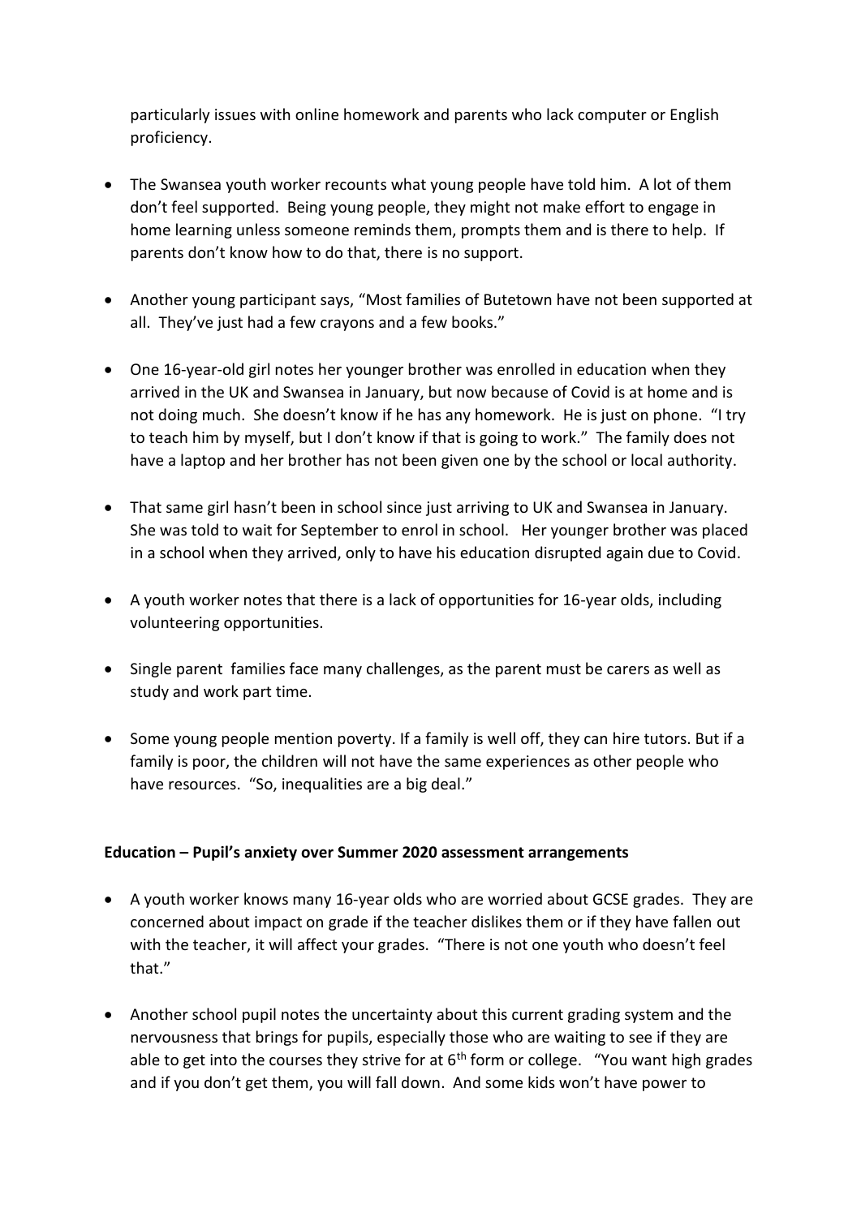particularly issues with online homework and parents who lack computer or English proficiency.

- The Swansea youth worker recounts what young people have told him. A lot of them don't feel supported. Being young people, they might not make effort to engage in home learning unless someone reminds them, prompts them and is there to help. If parents don't know how to do that, there is no support.

- Another young participant says, "Most families of Butetown have not been supported at all. They've just had a few crayons and a few books."

- One 16-year-old girl notes her younger brother was enrolled in education when they arrived in the UK and Swansea in January, but now because of Covid is at home and is not doing much. She doesn't know if he has any homework. He is just on phone. "I try to teach him by myself, but I don't know if that is going to work." The family does not have a laptop and her brother has not been given one by the school or local authority.

- That same girl hasn't been in school since just arriving to UK and Swansea in January. She was told to wait for September to enrol in school. Her younger brother was placed in a school when they arrived, only to have his education disrupted again due to Covid.

- A youth worker notes that there is a lack of opportunities for 16-year olds, including volunteering opportunities.

- Single parent families face many challenges, as the parent must be carers as well as study and work part time.

- Some young people mention poverty. If a family is well off, they can hire tutors. But if a family is poor, the children will not have the same experiences as other people who have resources. "So, inequalities are a big deal."

**Education – Pupil's anxiety over Summer 2020 assessment arrangements**

- A youth worker knows many 16-year olds who are worried about GCSE grades. They are concerned about impact on grade if the teacher dislikes them or if they have fallen out with the teacher, it will affect your grades. "There is not one youth who doesn't feel that."

- Another school pupil notes the uncertainty about this current grading system and the nervousness that brings for pupils, especially those who are waiting to see if they are able to get into the courses they strive for at 6th form or college. "You want high grades and if you don't get them, you will fall down. And some kids won't have power to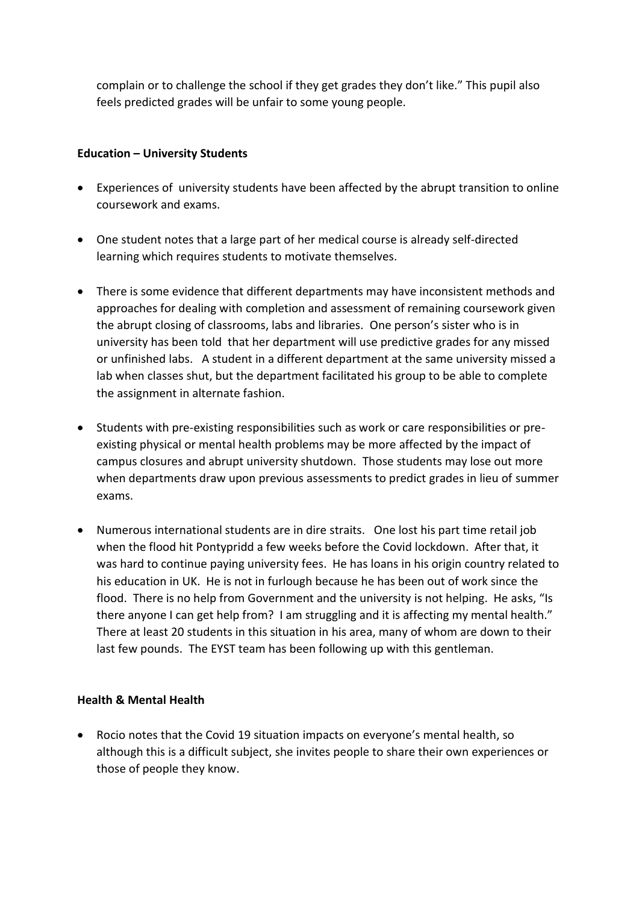complain or to challenge the school if they get grades they don't like." This pupil also feels predicted grades will be unfair to some young people.

**Education – University Students**

- Experiences of university students have been affected by the abrupt transition to online coursework and exams.
- One student notes that a large part of her medical course is already self-directed learning which requires students to motivate themselves.
- There is some evidence that different departments may have inconsistent methods and approaches for dealing with completion and assessment of remaining coursework given the abrupt closing of classrooms, labs and libraries. One person's sister who is in university has been told that her department will use predictive grades for any missed or unfinished labs. A student in a different department at the same university missed a lab when classes shut, but the department facilitated his group to be able to complete the assignment in alternate fashion.
- Students with pre-existing responsibilities such as work or care responsibilities or pre-existing physical or mental health problems may be more affected by the impact of campus closures and abrupt university shutdown. Those students may lose out more when departments draw upon previous assessments to predict grades in lieu of summer exams.
- Numerous international students are in dire straits. One lost his part time retail job when the flood hit Pontypridd a few weeks before the Covid lockdown. After that, it was hard to continue paying university fees. He has loans in his origin country related to his education in UK. He is not in furlough because he has been out of work since the flood. There is no help from Government and the university is not helping. He asks, "Is there anyone I can get help from? I am struggling and it is affecting my mental health." There at least 20 students in this situation in his area, many of whom are down to their last few pounds. The EYST team has been following up with this gentleman.

**Health & Mental Health**

- Rocio notes that the Covid 19 situation impacts on everyone's mental health, so although this is a difficult subject, she invites people to share their own experiences or those of people they know.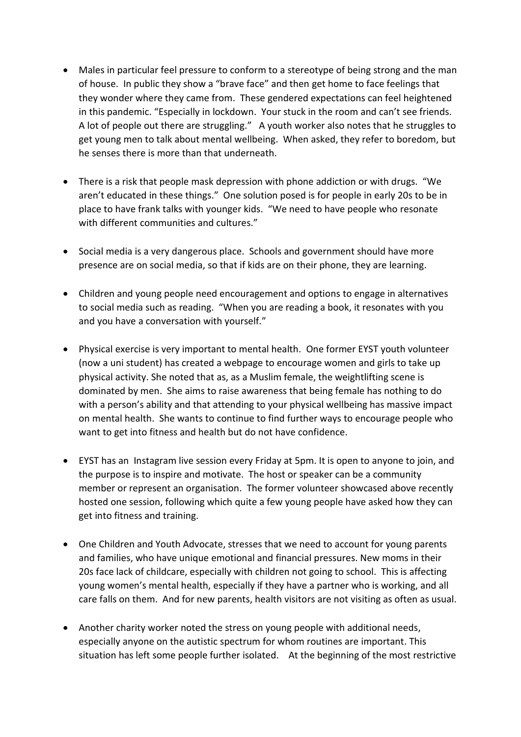- Males in particular feel pressure to conform to a stereotype of being strong and the man of house. In public they show a "brave face" and then get home to face feelings that they wonder where they came from. These gendered expectations can feel heightened in this pandemic. "Especially in lockdown. Your stuck in the room and can't see friends. A lot of people out there are struggling." A youth worker also notes that he struggles to get young men to talk about mental wellbeing. When asked, they refer to boredom, but he senses there is more than that underneath.

- There is a risk that people mask depression with phone addiction or with drugs. "We aren't educated in these things." One solution posed is for people in early 20s to be in place to have frank talks with younger kids. "We need to have people who resonate with different communities and cultures."

- Social media is a very dangerous place. Schools and government should have more presence are on social media, so that if kids are on their phone, they are learning.

- Children and young people need encouragement and options to engage in alternatives to social media such as reading. "When you are reading a book, it resonates with you and you have a conversation with yourself."

- Physical exercise is very important to mental health. One former EYST youth volunteer (now a uni student) has created a webpage to encourage women and girls to take up physical activity. She noted that as, as a Muslim female, the weightlifting scene is dominated by men. She aims to raise awareness that being female has nothing to do with a person's ability and that attending to your physical wellbeing has massive impact on mental health. She wants to continue to find further ways to encourage people who want to get into fitness and health but do not have confidence.

- EYST has an Instagram live session every Friday at 5pm. It is open to anyone to join, and the purpose is to inspire and motivate. The host or speaker can be a community member or represent an organisation. The former volunteer showcased above recently hosted one session, following which quite a few young people have asked how they can get into fitness and training.

- One Children and Youth Advocate, stresses that we need to account for young parents and families, who have unique emotional and financial pressures. New moms in their 20s face lack of childcare, especially with children not going to school. This is affecting young women's mental health, especially if they have a partner who is working, and all care falls on them. And for new parents, health visitors are not visiting as often as usual.

- Another charity worker noted the stress on young people with additional needs, especially anyone on the autistic spectrum for whom routines are important. This situation has left some people further isolated. At the beginning of the most restrictive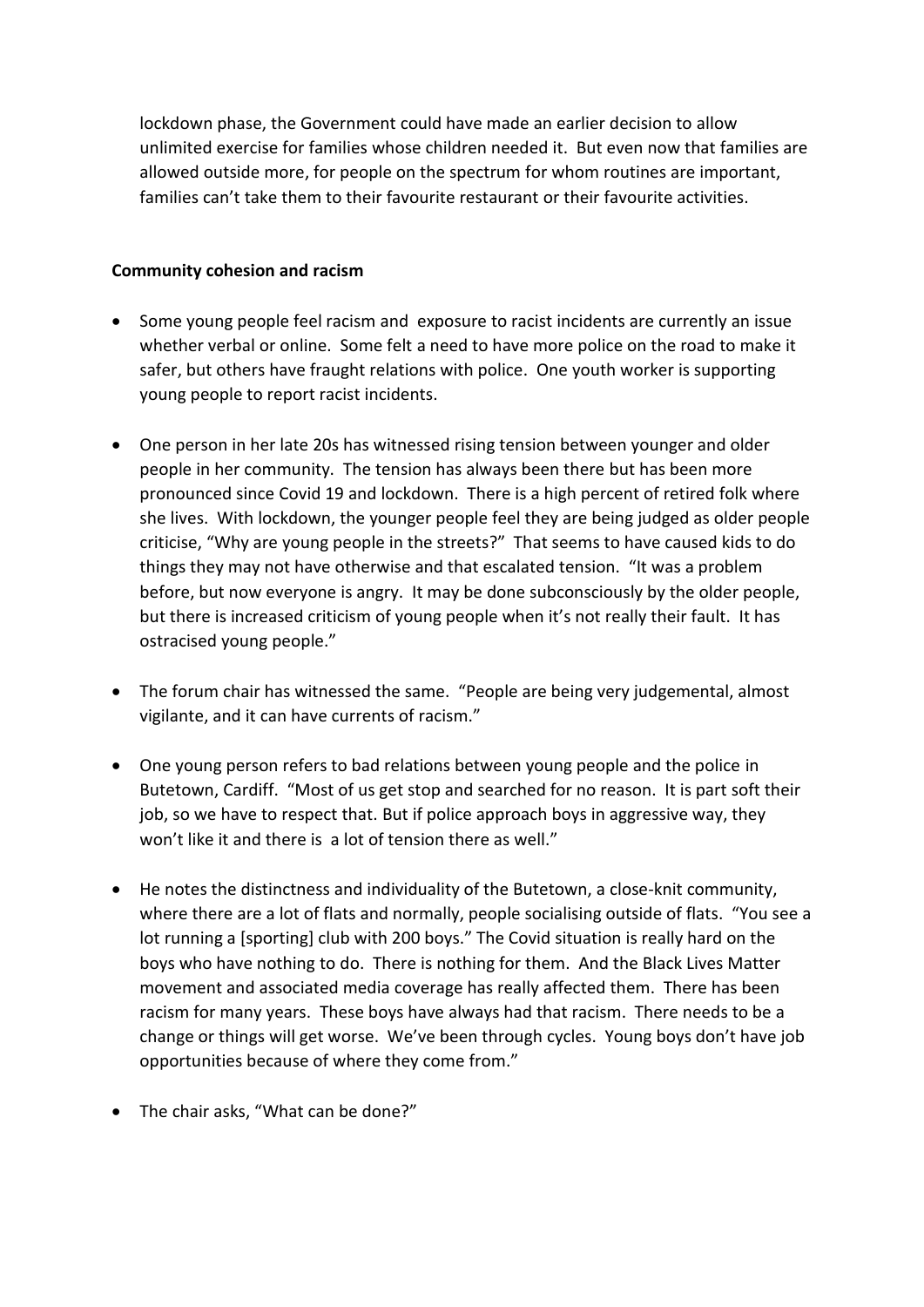lockdown phase, the Government could have made an earlier decision to allow unlimited exercise for families whose children needed it. But even now that families are allowed outside more, for people on the spectrum for whom routines are important, families can't take them to their favourite restaurant or their favourite activities.

**Community cohesion and racism**

- Some young people feel racism and exposure to racist incidents are currently an issue whether verbal or online. Some felt a need to have more police on the road to make it safer, but others have fraught relations with police. One youth worker is supporting young people to report racist incidents.

- One person in her late 20s has witnessed rising tension between younger and older people in her community. The tension has always been there but has been more pronounced since Covid 19 and lockdown. There is a high percent of retired folk where she lives. With lockdown, the younger people feel they are being judged as older people criticise, "Why are young people in the streets?" That seems to have caused kids to do things they may not have otherwise and that escalated tension. "It was a problem before, but now everyone is angry. It may be done subconsciously by the older people, but there is increased criticism of young people when it's not really their fault. It has ostracised young people."

- The forum chair has witnessed the same. "People are being very judgemental, almost vigilante, and it can have currents of racism."

- One young person refers to bad relations between young people and the police in Butetown, Cardiff. "Most of us get stop and searched for no reason. It is part soft their job, so we have to respect that. But if police approach boys in aggressive way, they won't like it and there is a lot of tension there as well."

- He notes the distinctness and individuality of the Butetown, a close-knit community, where there are a lot of flats and normally, people socialising outside of flats. "You see a lot running a [sporting] club with 200 boys." The Covid situation is really hard on the boys who have nothing to do. There is nothing for them. And the Black Lives Matter movement and associated media coverage has really affected them. There has been racism for many years. These boys have always had that racism. There needs to be a change or things will get worse. We've been through cycles. Young boys don't have job opportunities because of where they come from."

- The chair asks, "What can be done?"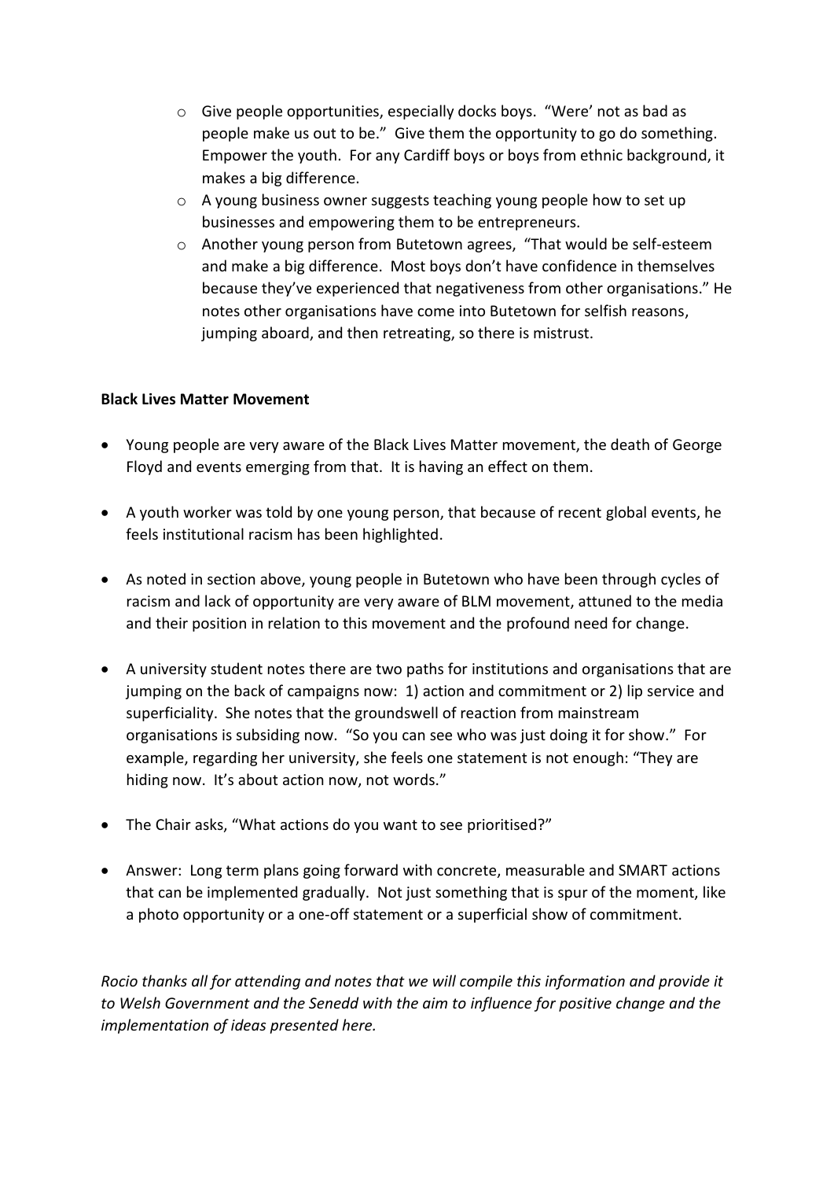- Give people opportunities, especially docks boys. "Were' not as bad as people make us out to be." Give them the opportunity to go do something. Empower the youth. For any Cardiff boys or boys from ethnic background, it makes a big difference.
  - A young business owner suggests teaching young people how to set up businesses and empowering them to be entrepreneurs.
  - Another young person from Butetown agrees, "That would be self-esteem and make a big difference. Most boys don't have confidence in themselves because they've experienced that negativeness from other organisations." He notes other organisations have come into Butetown for selfish reasons, jumping aboard, and then retreating, so there is mistrust.

**Black Lives Matter Movement**

- Young people are very aware of the Black Lives Matter movement, the death of George Floyd and events emerging from that. It is having an effect on them.
- A youth worker was told by one young person, that because of recent global events, he feels institutional racism has been highlighted.
- As noted in section above, young people in Butetown who have been through cycles of racism and lack of opportunity are very aware of BLM movement, attuned to the media and their position in relation to this movement and the profound need for change.
- A university student notes there are two paths for institutions and organisations that are jumping on the back of campaigns now: 1) action and commitment or 2) lip service and superficiality. She notes that the groundswell of reaction from mainstream organisations is subsiding now. "So you can see who was just doing it for show." For example, regarding her university, she feels one statement is not enough: "They are hiding now. It's about action now, not words."
- The Chair asks, "What actions do you want to see prioritised?"
- Answer: Long term plans going forward with concrete, measurable and SMART actions that can be implemented gradually. Not just something that is spur of the moment, like a photo opportunity or a one-off statement or a superficial show of commitment.

*Rocio thanks all for attending and notes that we will compile this information and provide it to Welsh Government and the Senedd with the aim to influence for positive change and the implementation of ideas presented here.*